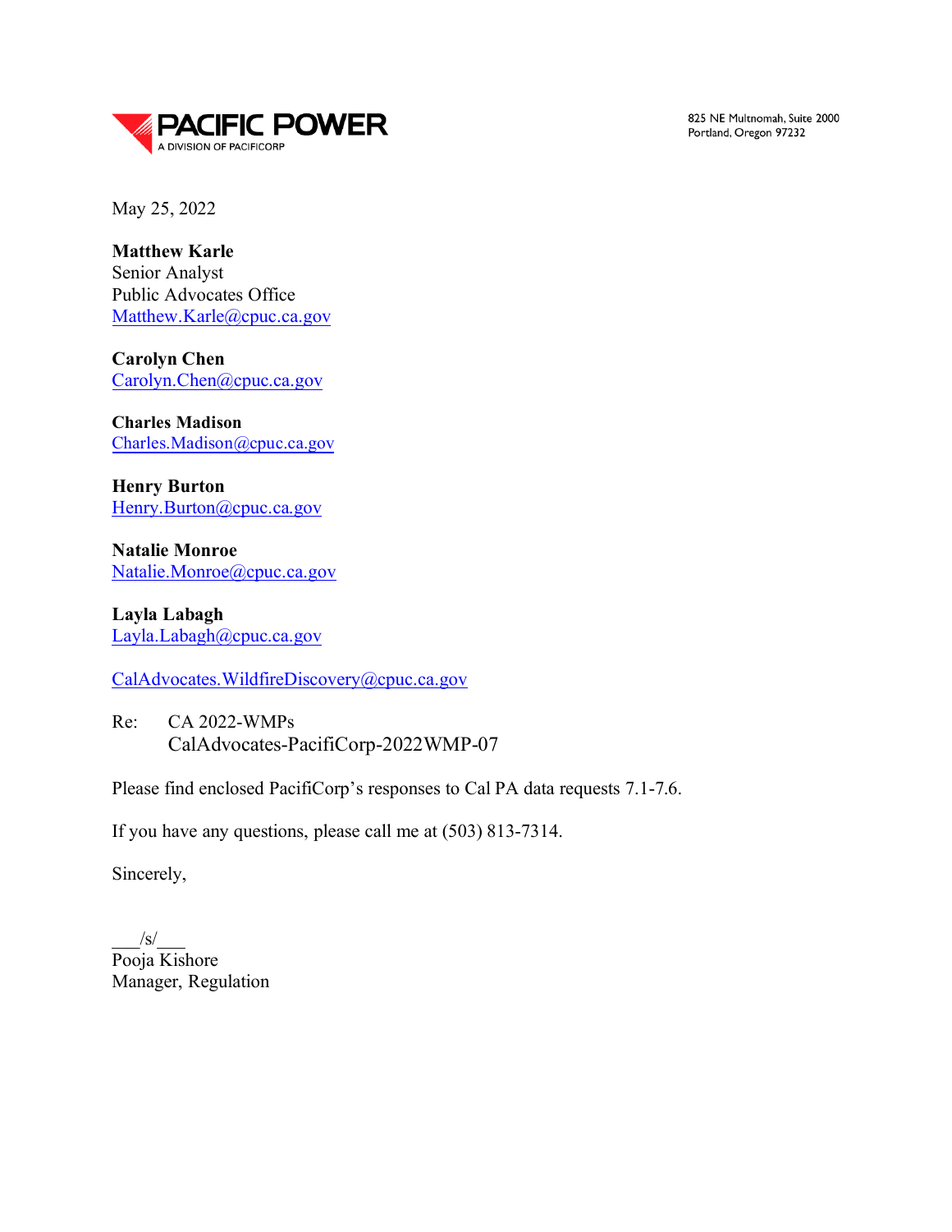**PACIFIC POWER**
A DIVISION OF PACIFICORP

825 NE Multnomah, Suite 2000
Portland, Oregon 97232

May 25, 2022

**Matthew Karle**
Senior Analyst
Public Advocates Office
Matthew.Karle@cpuc.ca.gov

**Carolyn Chen**
Carolyn.Chen@cpuc.ca.gov

**Charles Madison**
Charles.Madison@cpuc.ca.gov

**Henry Burton**
Henry.Burton@cpuc.ca.gov

**Natalie Monroe**
Natalie.Monroe@cpuc.ca.gov

**Layla Labagh**
Layla.Labagh@cpuc.ca.gov

CalAdvocates.WildfireDiscovery@cpuc.ca.gov

Re: CA 2022-WMPs
CalAdvocates-PacifiCorp-2022WMP-07

Please find enclosed PacifiCorp's responses to Cal PA data requests 7.1-7.6.

If you have any questions, please call me at (503) 813-7314.

Sincerely,

\_\_\_/s/\_\_\_
Pooja Kishore
Manager, Regulation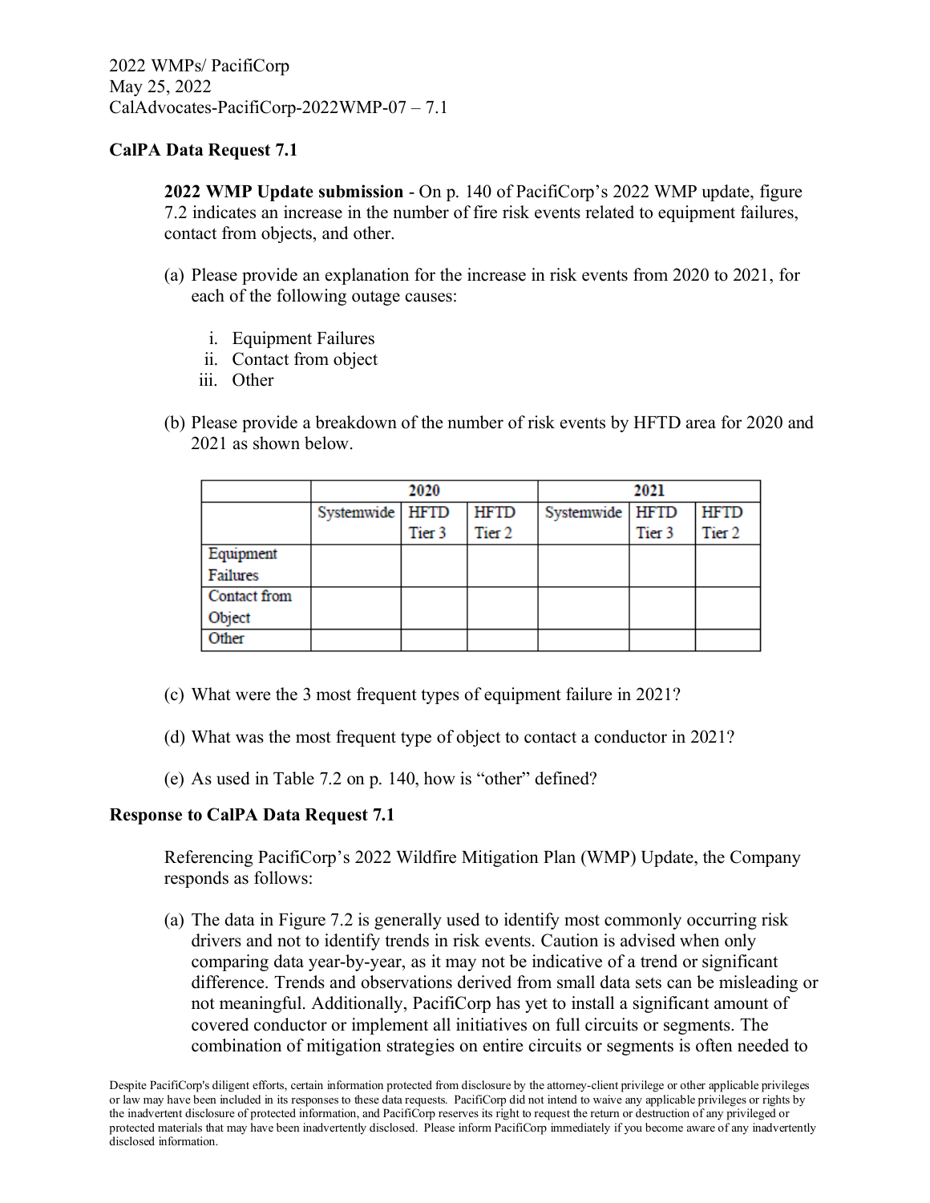2022 WMPs/ PacifiCorp
May 25, 2022
CalAdvocates-PacifiCorp-2022WMP-07 – 7.1

**CalPA Data Request 7.1**

**2022 WMP Update submission** - On p. 140 of PacifiCorp's 2022 WMP update, figure 7.2 indicates an increase in the number of fire risk events related to equipment failures, contact from objects, and other.

(a) Please provide an explanation for the increase in risk events from 2020 to 2021, for each of the following outage causes:

i. Equipment Failures
ii. Contact from object
iii. Other

(b) Please provide a breakdown of the number of risk events by HFTD area for 2020 and 2021 as shown below.

| | 2020 | | | 2021 | | |
|---|---|---|---|---|---|---|
| | Systemwide | HFTD Tier 3 | HFTD Tier 2 | Systemwide | HFTD Tier 3 | HFTD Tier 2 |
| Equipment Failures | | | | | | |
| Contact from Object | | | | | | |
| Other | | | | | | |

(c) What were the 3 most frequent types of equipment failure in 2021?

(d) What was the most frequent type of object to contact a conductor in 2021?

(e) As used in Table 7.2 on p. 140, how is "other" defined?

**Response to CalPA Data Request 7.1**

Referencing PacifiCorp's 2022 Wildfire Mitigation Plan (WMP) Update, the Company responds as follows:

(a) The data in Figure 7.2 is generally used to identify most commonly occurring risk drivers and not to identify trends in risk events. Caution is advised when only comparing data year-by-year, as it may not be indicative of a trend or significant difference. Trends and observations derived from small data sets can be misleading or not meaningful. Additionally, PacifiCorp has yet to install a significant amount of covered conductor or implement all initiatives on full circuits or segments. The combination of mitigation strategies on entire circuits or segments is often needed to

Despite PacifiCorp's diligent efforts, certain information protected from disclosure by the attorney-client privilege or other applicable privileges or law may have been included in its responses to these data requests. PacifiCorp did not intend to waive any applicable privileges or rights by the inadvertent disclosure of protected information, and PacifiCorp reserves its right to request the return or destruction of any privileged or protected materials that may have been inadvertently disclosed. Please inform PacifiCorp immediately if you become aware of any inadvertently disclosed information.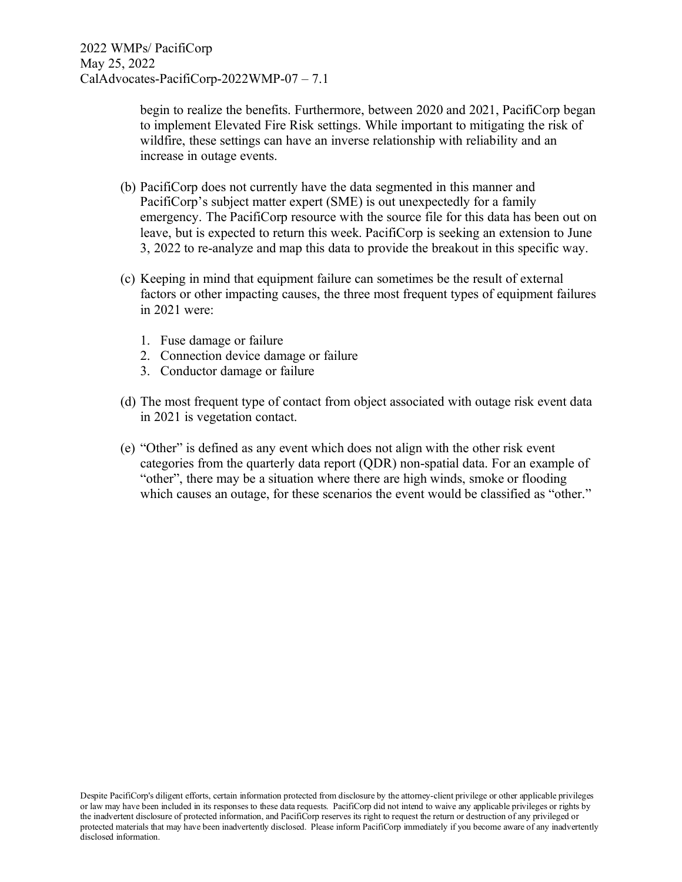begin to realize the benefits. Furthermore, between 2020 and 2021, PacifiCorp began to implement Elevated Fire Risk settings. While important to mitigating the risk of wildfire, these settings can have an inverse relationship with reliability and an increase in outage events.

(b) PacifiCorp does not currently have the data segmented in this manner and PacifiCorp's subject matter expert (SME) is out unexpectedly for a family emergency. The PacifiCorp resource with the source file for this data has been out on leave, but is expected to return this week. PacifiCorp is seeking an extension to June 3, 2022 to re-analyze and map this data to provide the breakout in this specific way.

(c) Keeping in mind that equipment failure can sometimes be the result of external factors or other impacting causes, the three most frequent types of equipment failures in 2021 were:

1. Fuse damage or failure
2. Connection device damage or failure
3. Conductor damage or failure

(d) The most frequent type of contact from object associated with outage risk event data in 2021 is vegetation contact.

(e) "Other" is defined as any event which does not align with the other risk event categories from the quarterly data report (QDR) non-spatial data. For an example of "other", there may be a situation where there are high winds, smoke or flooding which causes an outage, for these scenarios the event would be classified as "other."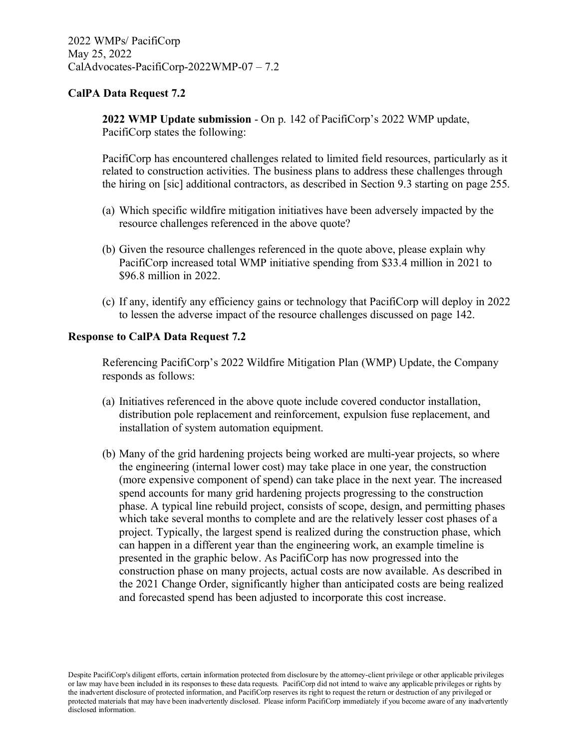2022 WMPs/ PacifiCorp
May 25, 2022
CalAdvocates-PacifiCorp-2022WMP-07 – 7.2

**CalPA Data Request 7.2**

**2022 WMP Update submission** - On p. 142 of PacifiCorp's 2022 WMP update, PacifiCorp states the following:

PacifiCorp has encountered challenges related to limited field resources, particularly as it related to construction activities. The business plans to address these challenges through the hiring on [sic] additional contractors, as described in Section 9.3 starting on page 255.

(a) Which specific wildfire mitigation initiatives have been adversely impacted by the resource challenges referenced in the above quote?

(b) Given the resource challenges referenced in the quote above, please explain why PacifiCorp increased total WMP initiative spending from $33.4 million in 2021 to $96.8 million in 2022.

(c) If any, identify any efficiency gains or technology that PacifiCorp will deploy in 2022 to lessen the adverse impact of the resource challenges discussed on page 142.

**Response to CalPA Data Request 7.2**

Referencing PacifiCorp's 2022 Wildfire Mitigation Plan (WMP) Update, the Company responds as follows:

(a) Initiatives referenced in the above quote include covered conductor installation, distribution pole replacement and reinforcement, expulsion fuse replacement, and installation of system automation equipment.

(b) Many of the grid hardening projects being worked are multi-year projects, so where the engineering (internal lower cost) may take place in one year, the construction (more expensive component of spend) can take place in the next year. The increased spend accounts for many grid hardening projects progressing to the construction phase. A typical line rebuild project, consists of scope, design, and permitting phases which take several months to complete and are the relatively lesser cost phases of a project. Typically, the largest spend is realized during the construction phase, which can happen in a different year than the engineering work, an example timeline is presented in the graphic below. As PacifiCorp has now progressed into the construction phase on many projects, actual costs are now available. As described in the 2021 Change Order, significantly higher than anticipated costs are being realized and forecasted spend has been adjusted to incorporate this cost increase.

Despite PacifiCorp's diligent efforts, certain information protected from disclosure by the attorney-client privilege or other applicable privileges or law may have been included in its responses to these data requests. PacifiCorp did not intend to waive any applicable privileges or rights by the inadvertent disclosure of protected information, and PacifiCorp reserves its right to request the return or destruction of any privileged or protected materials that may have been inadvertently disclosed. Please inform PacifiCorp immediately if you become aware of any inadvertently disclosed information.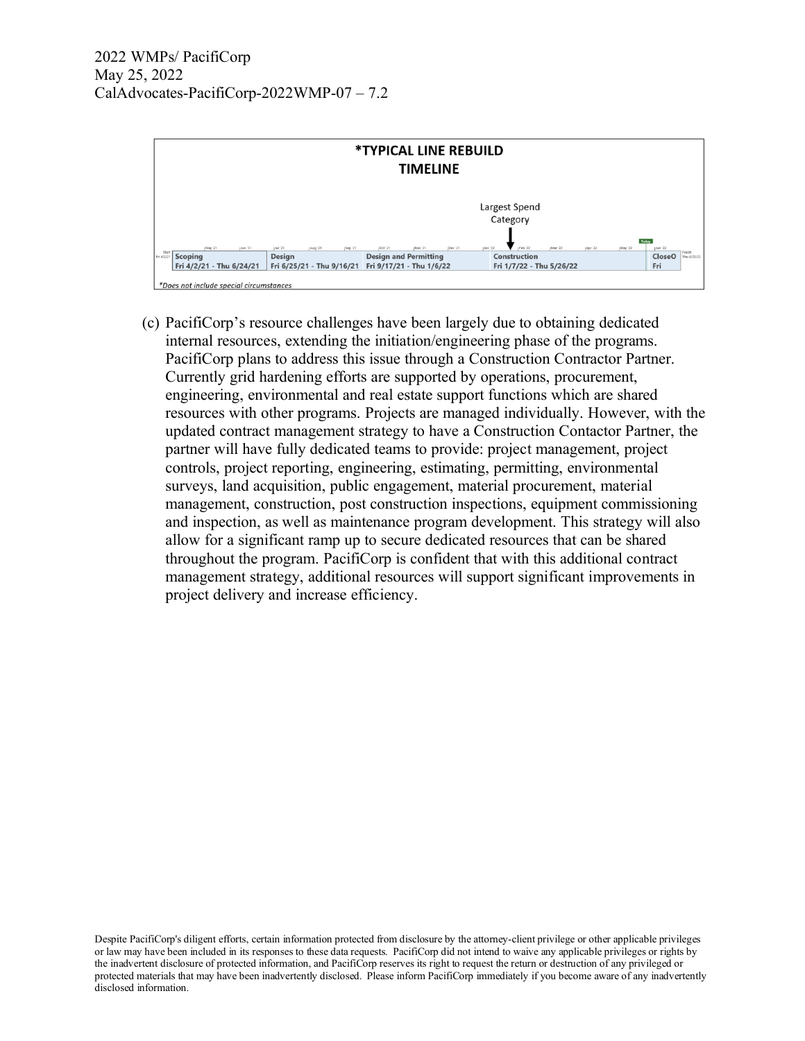**\*TYPICAL LINE REBUILD TIMELINE**

Largest Spend Category

| Scoping | Design | Design and Permitting | Construction | CloseO |
| --- | --- | --- | --- | --- |
| Fri 4/2/21 - Thu 6/24/21 | Fri 6/25/21 - Thu 9/16/21 | Fri 9/17/21 - Thu 1/6/22 | Fri 1/7/22 - Thu 5/26/22 | Fri |

*\*Does not include special circumstances*

(c) PacifiCorp's resource challenges have been largely due to obtaining dedicated internal resources, extending the initiation/engineering phase of the programs. PacifiCorp plans to address this issue through a Construction Contractor Partner. Currently grid hardening efforts are supported by operations, procurement, engineering, environmental and real estate support functions which are shared resources with other programs. Projects are managed individually. However, with the updated contract management strategy to have a Construction Contactor Partner, the partner will have fully dedicated teams to provide: project management, project controls, project reporting, engineering, estimating, permitting, environmental surveys, land acquisition, public engagement, material procurement, material management, construction, post construction inspections, equipment commissioning and inspection, as well as maintenance program development. This strategy will also allow for a significant ramp up to secure dedicated resources that can be shared throughout the program. PacifiCorp is confident that with this additional contract management strategy, additional resources will support significant improvements in project delivery and increase efficiency.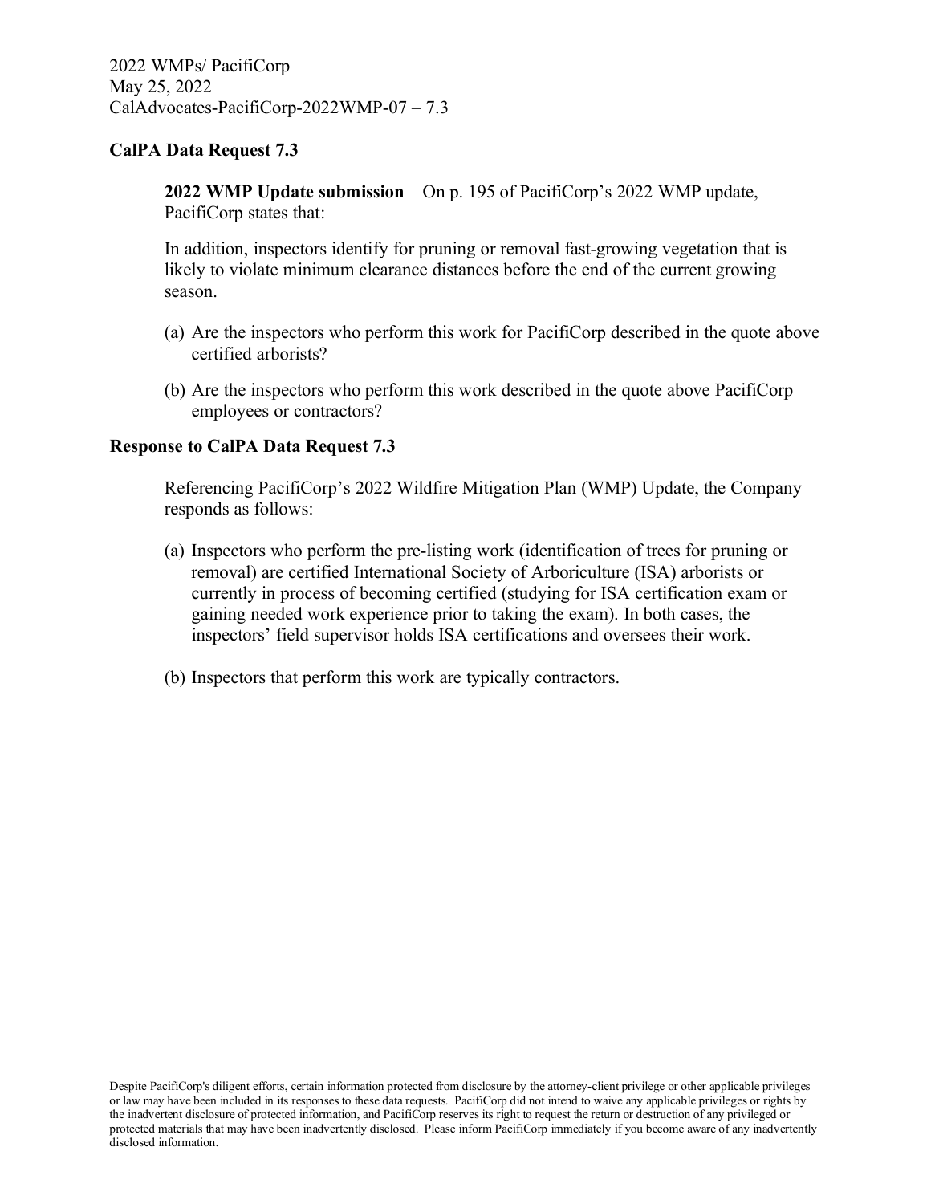2022 WMPs/ PacifiCorp
May 25, 2022
CalAdvocates-PacifiCorp-2022WMP-07 – 7.3

**CalPA Data Request 7.3**

**2022 WMP Update submission** – On p. 195 of PacifiCorp's 2022 WMP update, PacifiCorp states that:

In addition, inspectors identify for pruning or removal fast-growing vegetation that is likely to violate minimum clearance distances before the end of the current growing season.

(a) Are the inspectors who perform this work for PacifiCorp described in the quote above certified arborists?

(b) Are the inspectors who perform this work described in the quote above PacifiCorp employees or contractors?

**Response to CalPA Data Request 7.3**

Referencing PacifiCorp's 2022 Wildfire Mitigation Plan (WMP) Update, the Company responds as follows:

(a) Inspectors who perform the pre-listing work (identification of trees for pruning or removal) are certified International Society of Arboriculture (ISA) arborists or currently in process of becoming certified (studying for ISA certification exam or gaining needed work experience prior to taking the exam). In both cases, the inspectors' field supervisor holds ISA certifications and oversees their work.

(b) Inspectors that perform this work are typically contractors.

Despite PacifiCorp's diligent efforts, certain information protected from disclosure by the attorney-client privilege or other applicable privileges or law may have been included in its responses to these data requests. PacifiCorp did not intend to waive any applicable privileges or rights by the inadvertent disclosure of protected information, and PacifiCorp reserves its right to request the return or destruction of any privileged or protected materials that may have been inadvertently disclosed. Please inform PacifiCorp immediately if you become aware of any inadvertently disclosed information.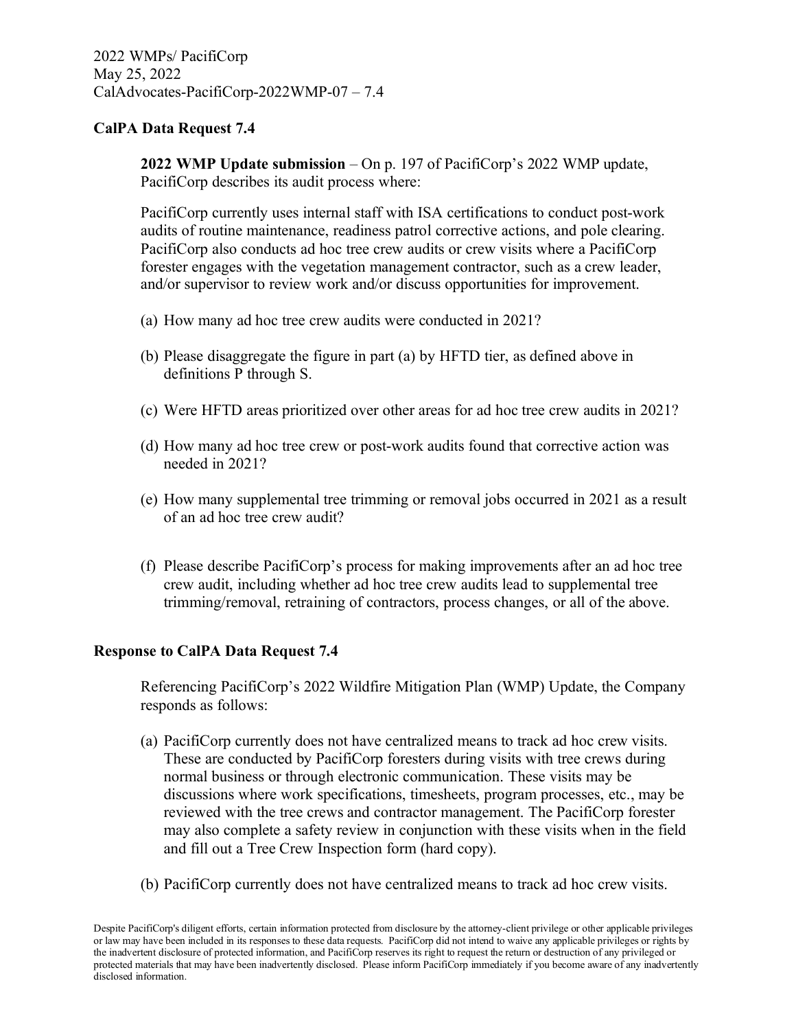2022 WMPs/ PacifiCorp
May 25, 2022
CalAdvocates-PacifiCorp-2022WMP-07 – 7.4

**CalPA Data Request 7.4**

**2022 WMP Update submission** – On p. 197 of PacifiCorp's 2022 WMP update, PacifiCorp describes its audit process where:

PacifiCorp currently uses internal staff with ISA certifications to conduct post-work audits of routine maintenance, readiness patrol corrective actions, and pole clearing. PacifiCorp also conducts ad hoc tree crew audits or crew visits where a PacifiCorp forester engages with the vegetation management contractor, such as a crew leader, and/or supervisor to review work and/or discuss opportunities for improvement.

(a) How many ad hoc tree crew audits were conducted in 2021?

(b) Please disaggregate the figure in part (a) by HFTD tier, as defined above in definitions P through S.

(c) Were HFTD areas prioritized over other areas for ad hoc tree crew audits in 2021?

(d) How many ad hoc tree crew or post-work audits found that corrective action was needed in 2021?

(e) How many supplemental tree trimming or removal jobs occurred in 2021 as a result of an ad hoc tree crew audit?

(f) Please describe PacifiCorp's process for making improvements after an ad hoc tree crew audit, including whether ad hoc tree crew audits lead to supplemental tree trimming/removal, retraining of contractors, process changes, or all of the above.

**Response to CalPA Data Request 7.4**

Referencing PacifiCorp's 2022 Wildfire Mitigation Plan (WMP) Update, the Company responds as follows:

(a) PacifiCorp currently does not have centralized means to track ad hoc crew visits. These are conducted by PacifiCorp foresters during visits with tree crews during normal business or through electronic communication. These visits may be discussions where work specifications, timesheets, program processes, etc., may be reviewed with the tree crews and contractor management. The PacifiCorp forester may also complete a safety review in conjunction with these visits when in the field and fill out a Tree Crew Inspection form (hard copy).

(b) PacifiCorp currently does not have centralized means to track ad hoc crew visits.

Despite PacifiCorp's diligent efforts, certain information protected from disclosure by the attorney-client privilege or other applicable privileges or law may have been included in its responses to these data requests. PacifiCorp did not intend to waive any applicable privileges or rights by the inadvertent disclosure of protected information, and PacifiCorp reserves its right to request the return or destruction of any privileged or protected materials that may have been inadvertently disclosed. Please inform PacifiCorp immediately if you become aware of any inadvertently disclosed information.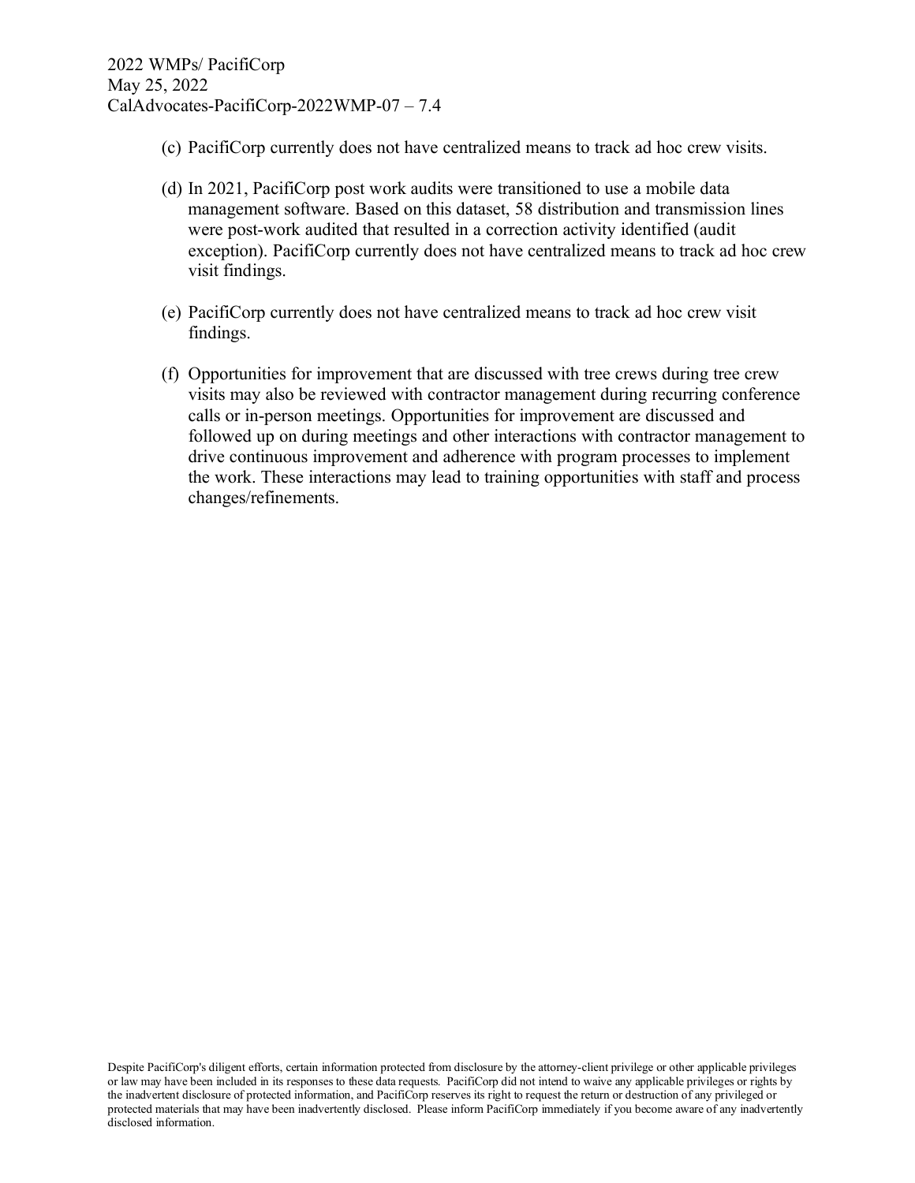(c) PacifiCorp currently does not have centralized means to track ad hoc crew visits.

(d) In 2021, PacifiCorp post work audits were transitioned to use a mobile data management software. Based on this dataset, 58 distribution and transmission lines were post-work audited that resulted in a correction activity identified (audit exception). PacifiCorp currently does not have centralized means to track ad hoc crew visit findings.

(e) PacifiCorp currently does not have centralized means to track ad hoc crew visit findings.

(f) Opportunities for improvement that are discussed with tree crews during tree crew visits may also be reviewed with contractor management during recurring conference calls or in-person meetings. Opportunities for improvement are discussed and followed up on during meetings and other interactions with contractor management to drive continuous improvement and adherence with program processes to implement the work. These interactions may lead to training opportunities with staff and process changes/refinements.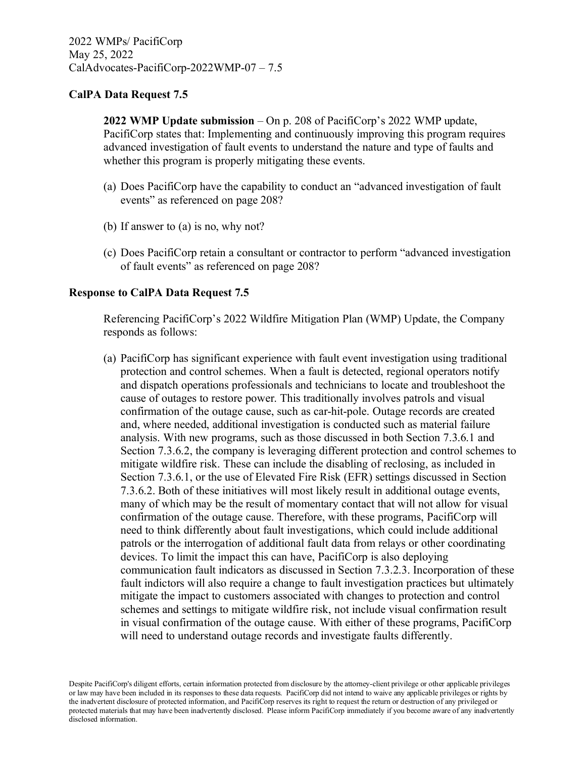2022 WMPs/ PacifiCorp
May 25, 2022
CalAdvocates-PacifiCorp-2022WMP-07 – 7.5

**CalPA Data Request 7.5**

**2022 WMP Update submission** – On p. 208 of PacifiCorp's 2022 WMP update, PacifiCorp states that: Implementing and continuously improving this program requires advanced investigation of fault events to understand the nature and type of faults and whether this program is properly mitigating these events.

(a) Does PacifiCorp have the capability to conduct an "advanced investigation of fault events" as referenced on page 208?

(b) If answer to (a) is no, why not?

(c) Does PacifiCorp retain a consultant or contractor to perform "advanced investigation of fault events" as referenced on page 208?

**Response to CalPA Data Request 7.5**

Referencing PacifiCorp's 2022 Wildfire Mitigation Plan (WMP) Update, the Company responds as follows:

(a) PacifiCorp has significant experience with fault event investigation using traditional protection and control schemes. When a fault is detected, regional operators notify and dispatch operations professionals and technicians to locate and troubleshoot the cause of outages to restore power. This traditionally involves patrols and visual confirmation of the outage cause, such as car-hit-pole. Outage records are created and, where needed, additional investigation is conducted such as material failure analysis. With new programs, such as those discussed in both Section 7.3.6.1 and Section 7.3.6.2, the company is leveraging different protection and control schemes to mitigate wildfire risk. These can include the disabling of reclosing, as included in Section 7.3.6.1, or the use of Elevated Fire Risk (EFR) settings discussed in Section 7.3.6.2. Both of these initiatives will most likely result in additional outage events, many of which may be the result of momentary contact that will not allow for visual confirmation of the outage cause. Therefore, with these programs, PacifiCorp will need to think differently about fault investigations, which could include additional patrols or the interrogation of additional fault data from relays or other coordinating devices. To limit the impact this can have, PacifiCorp is also deploying communication fault indicators as discussed in Section 7.3.2.3. Incorporation of these fault indictors will also require a change to fault investigation practices but ultimately mitigate the impact to customers associated with changes to protection and control schemes and settings to mitigate wildfire risk, not include visual confirmation result in visual confirmation of the outage cause. With either of these programs, PacifiCorp will need to understand outage records and investigate faults differently.

Despite PacifiCorp's diligent efforts, certain information protected from disclosure by the attorney-client privilege or other applicable privileges or law may have been included in its responses to these data requests. PacifiCorp did not intend to waive any applicable privileges or rights by the inadvertent disclosure of protected information, and PacifiCorp reserves its right to request the return or destruction of any privileged or protected materials that may have been inadvertently disclosed. Please inform PacifiCorp immediately if you become aware of any inadvertently disclosed information.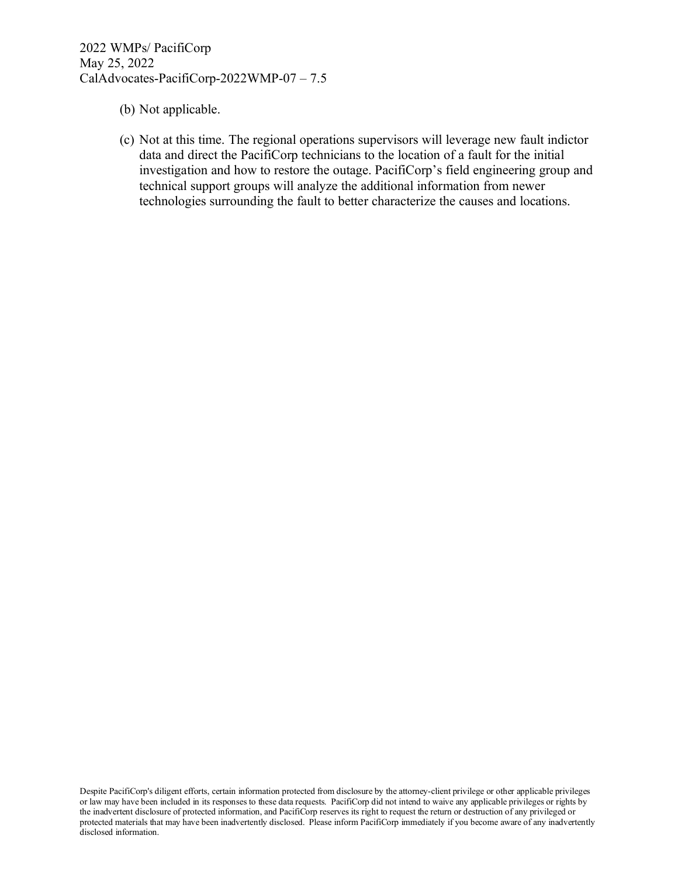(b) Not applicable.

(c) Not at this time. The regional operations supervisors will leverage new fault indictor data and direct the PacifiCorp technicians to the location of a fault for the initial investigation and how to restore the outage. PacifiCorp's field engineering group and technical support groups will analyze the additional information from newer technologies surrounding the fault to better characterize the causes and locations.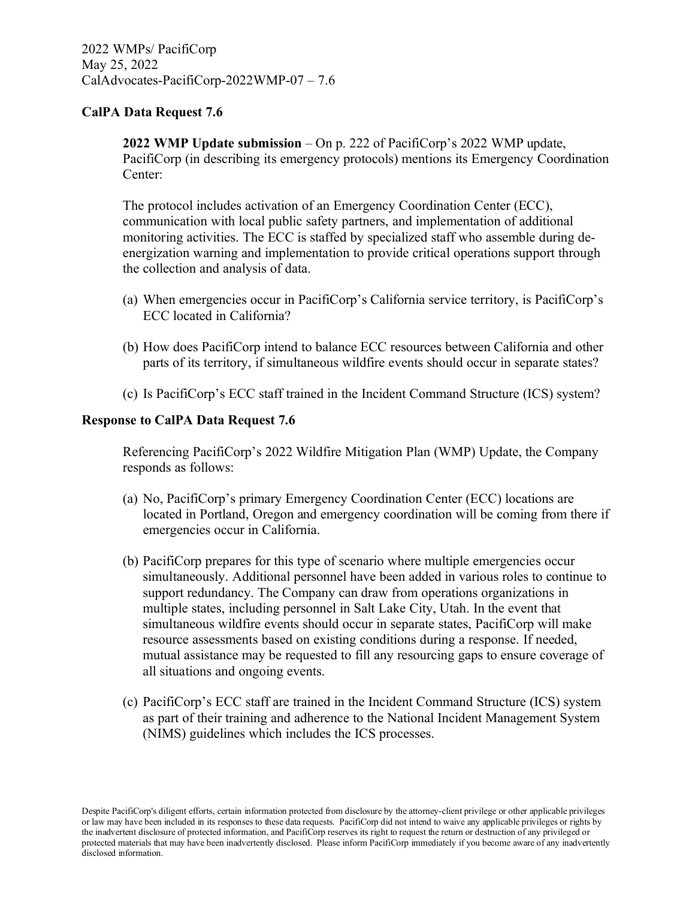2022 WMPs/ PacifiCorp
May 25, 2022
CalAdvocates-PacifiCorp-2022WMP-07 – 7.6

**CalPA Data Request 7.6**

**2022 WMP Update submission** – On p. 222 of PacifiCorp's 2022 WMP update, PacifiCorp (in describing its emergency protocols) mentions its Emergency Coordination Center:

The protocol includes activation of an Emergency Coordination Center (ECC), communication with local public safety partners, and implementation of additional monitoring activities. The ECC is staffed by specialized staff who assemble during de-energization warning and implementation to provide critical operations support through the collection and analysis of data.

(a) When emergencies occur in PacifiCorp's California service territory, is PacifiCorp's ECC located in California?

(b) How does PacifiCorp intend to balance ECC resources between California and other parts of its territory, if simultaneous wildfire events should occur in separate states?

(c) Is PacifiCorp's ECC staff trained in the Incident Command Structure (ICS) system?

**Response to CalPA Data Request 7.6**

Referencing PacifiCorp's 2022 Wildfire Mitigation Plan (WMP) Update, the Company responds as follows:

(a) No, PacifiCorp's primary Emergency Coordination Center (ECC) locations are located in Portland, Oregon and emergency coordination will be coming from there if emergencies occur in California.

(b) PacifiCorp prepares for this type of scenario where multiple emergencies occur simultaneously. Additional personnel have been added in various roles to continue to support redundancy. The Company can draw from operations organizations in multiple states, including personnel in Salt Lake City, Utah. In the event that simultaneous wildfire events should occur in separate states, PacifiCorp will make resource assessments based on existing conditions during a response. If needed, mutual assistance may be requested to fill any resourcing gaps to ensure coverage of all situations and ongoing events.

(c) PacifiCorp's ECC staff are trained in the Incident Command Structure (ICS) system as part of their training and adherence to the National Incident Management System (NIMS) guidelines which includes the ICS processes.

Despite PacifiCorp's diligent efforts, certain information protected from disclosure by the attorney-client privilege or other applicable privileges or law may have been included in its responses to these data requests. PacifiCorp did not intend to waive any applicable privileges or rights by the inadvertent disclosure of protected information, and PacifiCorp reserves its right to request the return or destruction of any privileged or protected materials that may have been inadvertently disclosed. Please inform PacifiCorp immediately if you become aware of any inadvertently disclosed information.